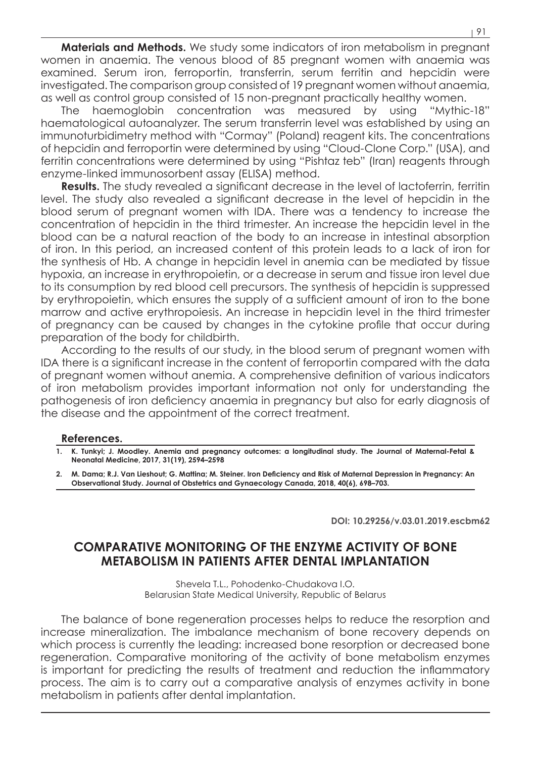**Materials and Methods.** We study some indicators of iron metabolism in pregnant women in anaemia. The venous blood of 85 pregnant women with anaemia was examined. Serum iron, ferroportin, transferrin, serum ferritin and hepcidin were investigated. The comparison group consisted of 19 pregnant women without anaemia, as well as control group consisted of 15 non-pregnant practically healthy women.

The haemoglobin concentration was measured by using "Mythic-18" haematological autoanalyzer. The serum transferrin level was established by using an immunoturbidimetry method with "Cormay" (Poland) reagent kits. The concentrations of hepcidin and ferroportin were determined by using "Cloud-Clone Corp." (USA), and ferritin concentrations were determined by using "Pishtaz teb" (Iran) reagents through enzyme-linked immunosorbent assay (ELISA) method.

**Results.** The study revealed a significant decrease in the level of lactoferrin, ferritin level. The study also revealed a significant decrease in the level of hepcidin in the blood serum of pregnant women with IDA. There was a tendency to increase the concentration of hepcidin in the third trimester. An increase the hepcidin level in the blood can be a natural reaction of the body to an increase in intestinal absorption of iron. In this period, an increased content of this protein leads to a lack of iron for the synthesis of Hb. A change in hepcidin level in anemia can be mediated by tissue hypoxia, an increase in erythropoietin, or a decrease in serum and tissue iron level due to its consumption by red blood cell precursors. The synthesis of hepcidin is suppressed by erythropoietin, which ensures the supply of a sufficient amount of iron to the bone marrow and active erythropoiesis. An increase in hepcidin level in the third trimester of pregnancy can be caused by changes in the cytokine profile that occur during preparation of the body for childbirth.

According to the results of our study, in the blood serum of pregnant women with IDA there is a significant increase in the content of ferroportin compared with the data of pregnant women without anemia. A comprehensive definition of various indicators of iron metabolism provides important information not only for understanding the pathogenesis of iron deficiency anaemia in pregnancy but also for early diagnosis of the disease and the appointment of the correct treatment.

**References.**

1. **K. Tunkyi; J. Moodley. Anemia and pregnancy outcomes: a longitudinal study. The Journal of Maternal-Fetal & Neonatal Medicine, 2017, 31(19), 2594–2598**
2. **M. Dama; R.J. Van Lieshout; G. Mattina; M. Steiner. Iron Deficiency and Risk of Maternal Depression in Pregnancy: An Observational Study. Journal of Obstetrics and Gynaecology Canada, 2018, 40(6), 698–703.**

**DOI: 10.29256/v.03.01.2019.escbm62**

## COMPARATIVE MONITORING OF THE ENZYME ACTIVITY OF BONE METABOLISM IN PATIENTS AFTER DENTAL IMPLANTATION

Shevela T.L., Pohodenko-Chudakova I.O.
Belarusian State Medical University, Republic of Belarus

The balance of bone regeneration processes helps to reduce the resorption and increase mineralization. The imbalance mechanism of bone recovery depends on which process is currently the leading: increased bone resorption or decreased bone regeneration. Comparative monitoring of the activity of bone metabolism enzymes is important for predicting the results of treatment and reduction the inflammatory process. The aim is to carry out a comparative analysis of enzymes activity in bone metabolism in patients after dental implantation.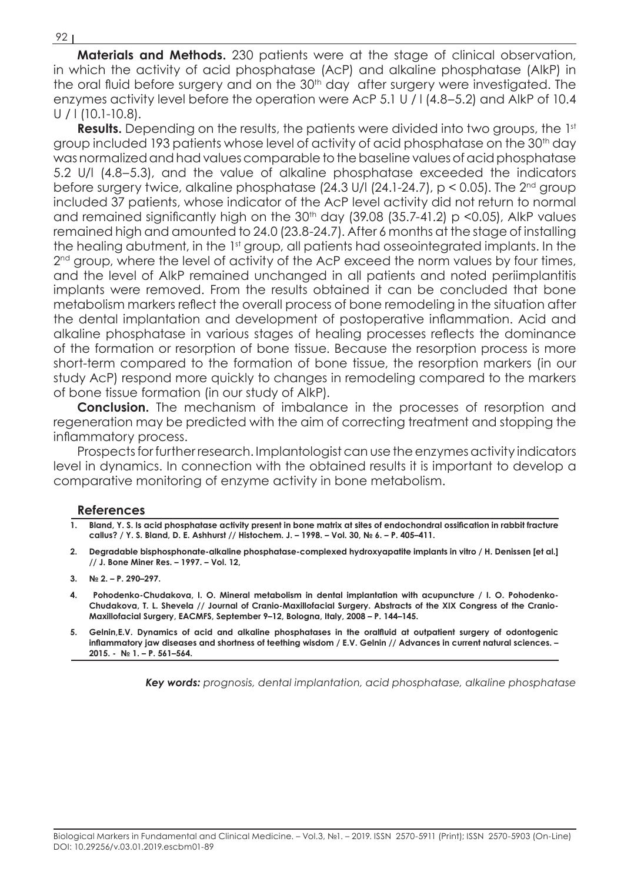**Materials and Methods.** 230 patients were at the stage of clinical observation, in which the activity of acid phosphatase (AcP) and alkaline phosphatase (AlkP) in the oral fluid before surgery and on the 30th day after surgery were investigated. The enzymes activity level before the operation were AcP 5.1 U / l (4.8–5.2) and AlkP of 10.4 U / l (10.1-10.8).

**Results.** Depending on the results, the patients were divided into two groups, the 1st group included 193 patients whose level of activity of acid phosphatase on the 30th day was normalized and had values comparable to the baseline values of acid phosphatase 5.2 U/l (4.8–5.3), and the value of alkaline phosphatase exceeded the indicators before surgery twice, alkaline phosphatase (24.3 U/l (24.1-24.7), $p < 0.05$). The 2nd group included 37 patients, whose indicator of the AcP level activity did not return to normal and remained significantly high on the 30th day (39.08 (35.7-41.2) $p < 0.05$), AlkP values remained high and amounted to 24.0 (23.8-24.7). After 6 months at the stage of installing the healing abutment, in the 1st group, all patients had osseointegrated implants. In the 2nd group, where the level of activity of the AcP exceed the norm values by four times, and the level of AlkP remained unchanged in all patients and noted periimplantitis implants were removed. From the results obtained it can be concluded that bone metabolism markers reflect the overall process of bone remodeling in the situation after the dental implantation and development of postoperative inflammation. Acid and alkaline phosphatase in various stages of healing processes reflects the dominance of the formation or resorption of bone tissue. Because the resorption process is more short-term compared to the formation of bone tissue, the resorption markers (in our study AcP) respond more quickly to changes in remodeling compared to the markers of bone tissue formation (in our study of AlkP).

**Conclusion.** The mechanism of imbalance in the processes of resorption and regeneration may be predicted with the aim of correcting treatment and stopping the inflammatory process.

Prospects for further research. Implantologist can use the enzymes activity indicators level in dynamics. In connection with the obtained results it is important to develop a comparative monitoring of enzyme activity in bone metabolism.

## References

1. **Bland, Y. S. Is acid phosphatase activity present in bone matrix at sites of endochondral ossification in rabbit fracture callus? / Y. S. Bland, D. E. Ashhurst // Histochem. J. – 1998. – Vol. 30, № 6. – P. 405–411.**
2. **Degradable bisphosphonate-alkaline phosphatase-complexed hydroxyapatite implants in vitro / H. Denissen [et al.] // J. Bone Miner Res. – 1997. – Vol. 12,**
3. **№ 2. – P. 290–297.**
4. **Pohodenko-Chudakova, I. O. Mineral metabolism in dental implantation with acupuncture / I. O. Pohodenko-Chudakova, T. L. Shevela // Journal of Cranio-Maxillofacial Surgery. Abstracts of the XIX Congress of the Cranio-Maxillofacial Surgery, EACMFS, September 9–12, Bologna, Italy, 2008 – P. 144–145.**
5. **Gelnin,E.V. Dynamics of acid and alkaline phosphatases in the oralfluid at outpatient surgery of odontogenic inflammatory jaw diseases and shortness of teething wisdom / E.V. Gelnin // Advances in current natural sciences. – 2015. - № 1. – P. 561–564.**

***Key words:*** *prognosis, dental implantation, acid phosphatase, alkaline phosphatase*